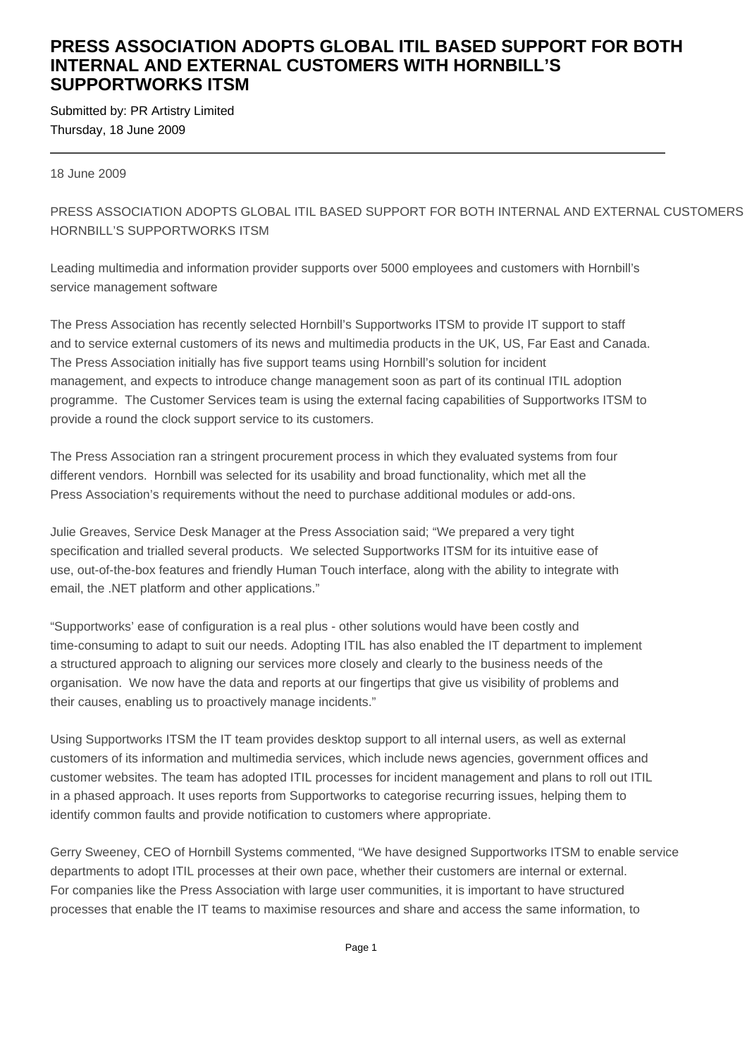# PRESS ASSOCIATION ADOPTS GLOBAL ITIL BASED SUPPORT FOR BOTH INTERNAL AND EXTERNAL CUSTOMERS WITH HORNBILL'S SUPPORTWORKS ITSM

Submitted by: PR Artistry Limited
Thursday, 18 June 2009

---

18 June 2009

PRESS ASSOCIATION ADOPTS GLOBAL ITIL BASED SUPPORT FOR BOTH INTERNAL AND EXTERNAL CUSTOMERS HORNBILL'S SUPPORTWORKS ITSM

Leading multimedia and information provider supports over 5000 employees and customers with Hornbill's service management software

The Press Association has recently selected Hornbill's Supportworks ITSM to provide IT support to staff and to service external customers of its news and multimedia products in the UK, US, Far East and Canada. The Press Association initially has five support teams using Hornbill's solution for incident management, and expects to introduce change management soon as part of its continual ITIL adoption programme. The Customer Services team is using the external facing capabilities of Supportworks ITSM to provide a round the clock support service to its customers.

The Press Association ran a stringent procurement process in which they evaluated systems from four different vendors. Hornbill was selected for its usability and broad functionality, which met all the Press Association's requirements without the need to purchase additional modules or add-ons.

Julie Greaves, Service Desk Manager at the Press Association said; "We prepared a very tight specification and trialled several products. We selected Supportworks ITSM for its intuitive ease of use, out-of-the-box features and friendly Human Touch interface, along with the ability to integrate with email, the .NET platform and other applications."

"Supportworks' ease of configuration is a real plus - other solutions would have been costly and time-consuming to adapt to suit our needs. Adopting ITIL has also enabled the IT department to implement a structured approach to aligning our services more closely and clearly to the business needs of the organisation. We now have the data and reports at our fingertips that give us visibility of problems and their causes, enabling us to proactively manage incidents."

Using Supportworks ITSM the IT team provides desktop support to all internal users, as well as external customers of its information and multimedia services, which include news agencies, government offices and customer websites. The team has adopted ITIL processes for incident management and plans to roll out ITIL in a phased approach. It uses reports from Supportworks to categorise recurring issues, helping them to identify common faults and provide notification to customers where appropriate.

Gerry Sweeney, CEO of Hornbill Systems commented, "We have designed Supportworks ITSM to enable service departments to adopt ITIL processes at their own pace, whether their customers are internal or external. For companies like the Press Association with large user communities, it is important to have structured processes that enable the IT teams to maximise resources and share and access the same information, to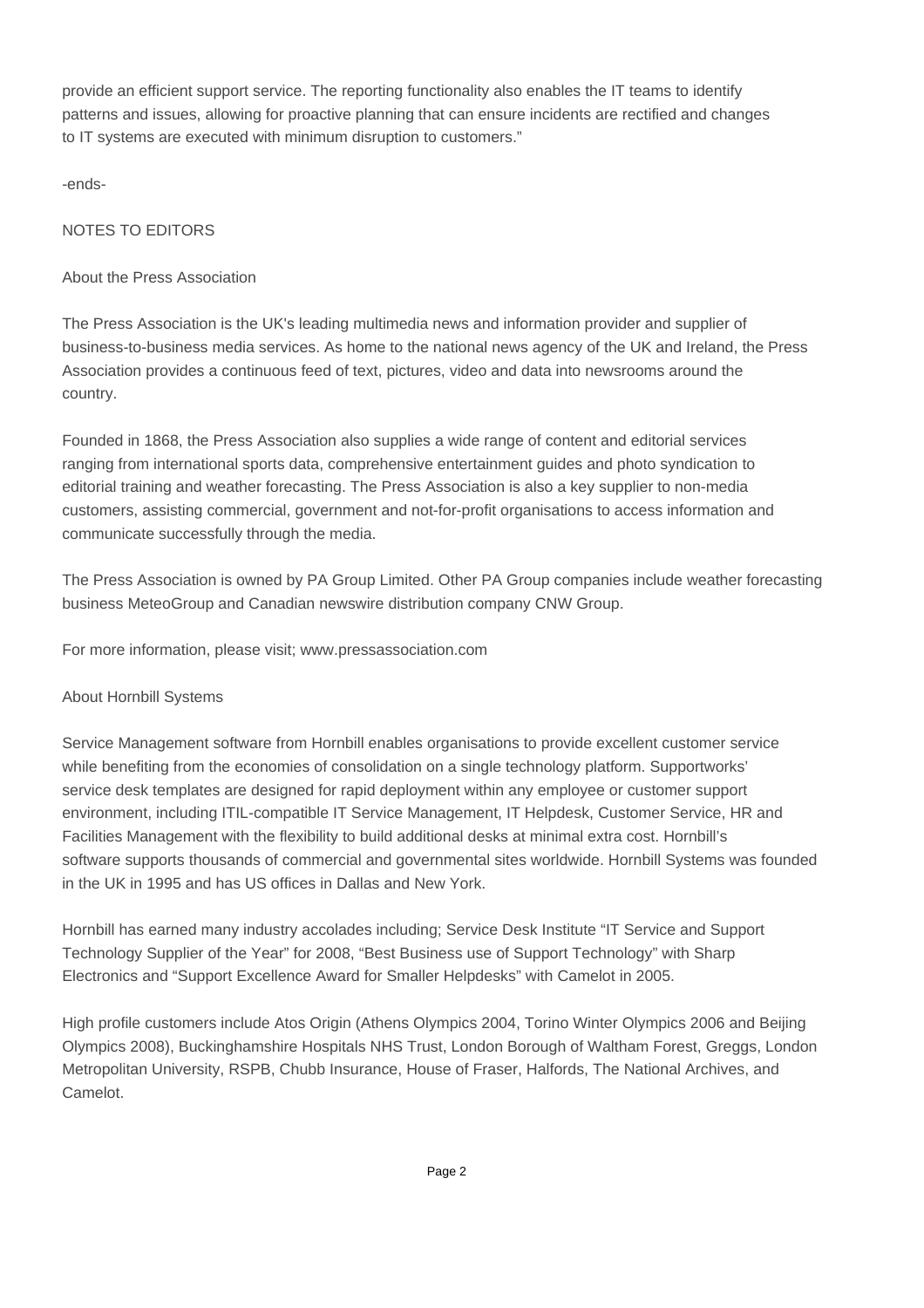provide an efficient support service. The reporting functionality also enables the IT teams to identify patterns and issues, allowing for proactive planning that can ensure incidents are rectified and changes to IT systems are executed with minimum disruption to customers."

-ends-

NOTES TO EDITORS

About the Press Association

The Press Association is the UK's leading multimedia news and information provider and supplier of business-to-business media services. As home to the national news agency of the UK and Ireland, the Press Association provides a continuous feed of text, pictures, video and data into newsrooms around the country.

Founded in 1868, the Press Association also supplies a wide range of content and editorial services ranging from international sports data, comprehensive entertainment guides and photo syndication to editorial training and weather forecasting. The Press Association is also a key supplier to non-media customers, assisting commercial, government and not-for-profit organisations to access information and communicate successfully through the media.

The Press Association is owned by PA Group Limited. Other PA Group companies include weather forecasting business MeteoGroup and Canadian newswire distribution company CNW Group.

For more information, please visit; www.pressassociation.com

About Hornbill Systems

Service Management software from Hornbill enables organisations to provide excellent customer service while benefiting from the economies of consolidation on a single technology platform. Supportworks' service desk templates are designed for rapid deployment within any employee or customer support environment, including ITIL-compatible IT Service Management, IT Helpdesk, Customer Service, HR and Facilities Management with the flexibility to build additional desks at minimal extra cost. Hornbill's software supports thousands of commercial and governmental sites worldwide. Hornbill Systems was founded in the UK in 1995 and has US offices in Dallas and New York.

Hornbill has earned many industry accolades including; Service Desk Institute "IT Service and Support Technology Supplier of the Year" for 2008, "Best Business use of Support Technology" with Sharp Electronics and "Support Excellence Award for Smaller Helpdesks" with Camelot in 2005.

High profile customers include Atos Origin (Athens Olympics 2004, Torino Winter Olympics 2006 and Beijing Olympics 2008), Buckinghamshire Hospitals NHS Trust, London Borough of Waltham Forest, Greggs, London Metropolitan University, RSPB, Chubb Insurance, House of Fraser, Halfords, The National Archives, and Camelot.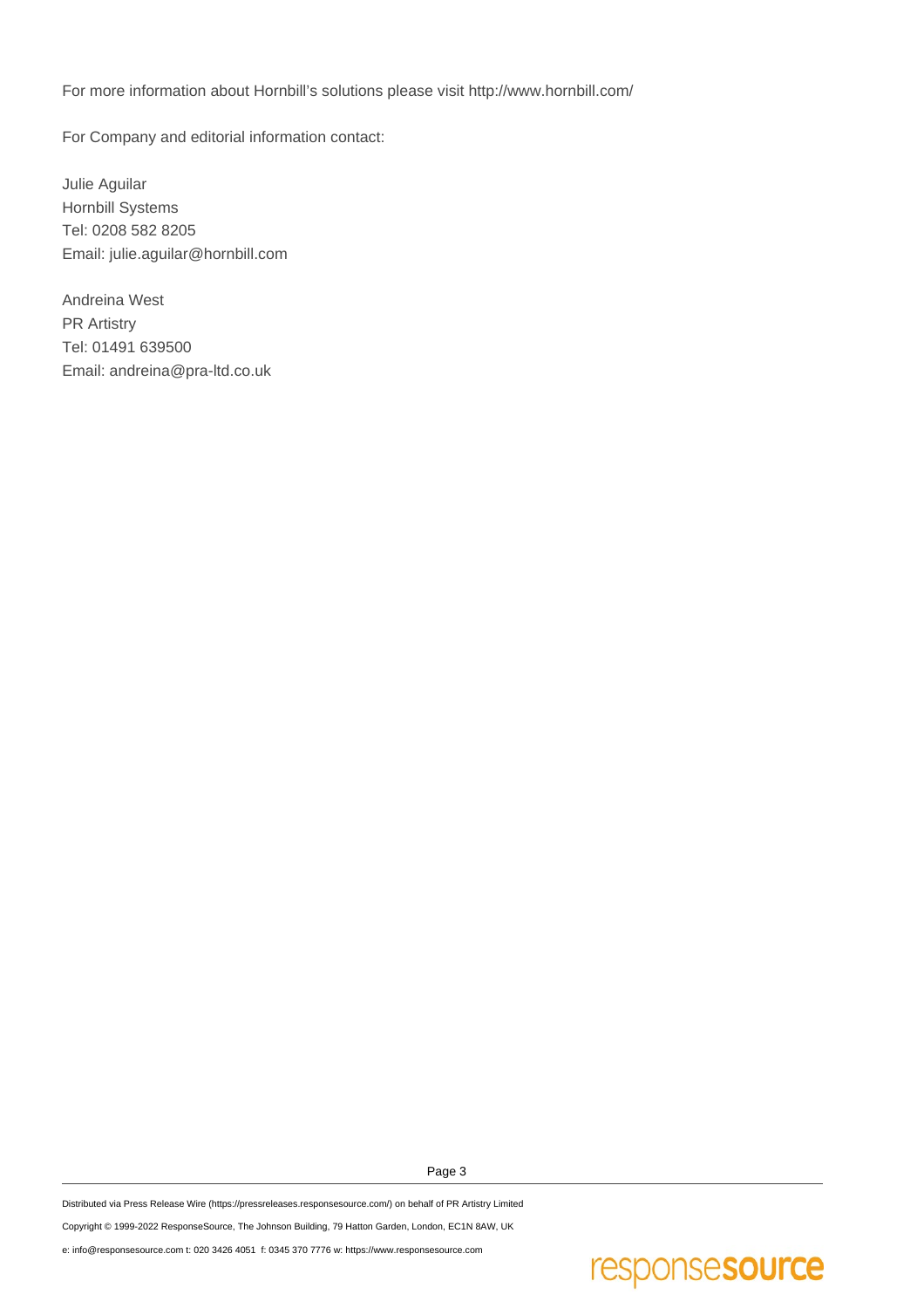For more information about Hornbill's solutions please visit http://www.hornbill.com/

For Company and editorial information contact:

Julie Aguilar
Hornbill Systems
Tel: 0208 582 8205
Email: julie.aguilar@hornbill.com

Andreina West
PR Artistry
Tel: 01491 639500
Email: andreina@pra-ltd.co.uk

Distributed via Press Release Wire (https://pressreleases.responsesource.com/) on behalf of PR Artistry Limited

Copyright © 1999-2022 ResponseSource, The Johnson Building, 79 Hatton Garden, London, EC1N 8AW, UK

e: info@responsesource.com t: 020 3426 4051 f: 0345 370 7776 w: https://www.responsesource.com